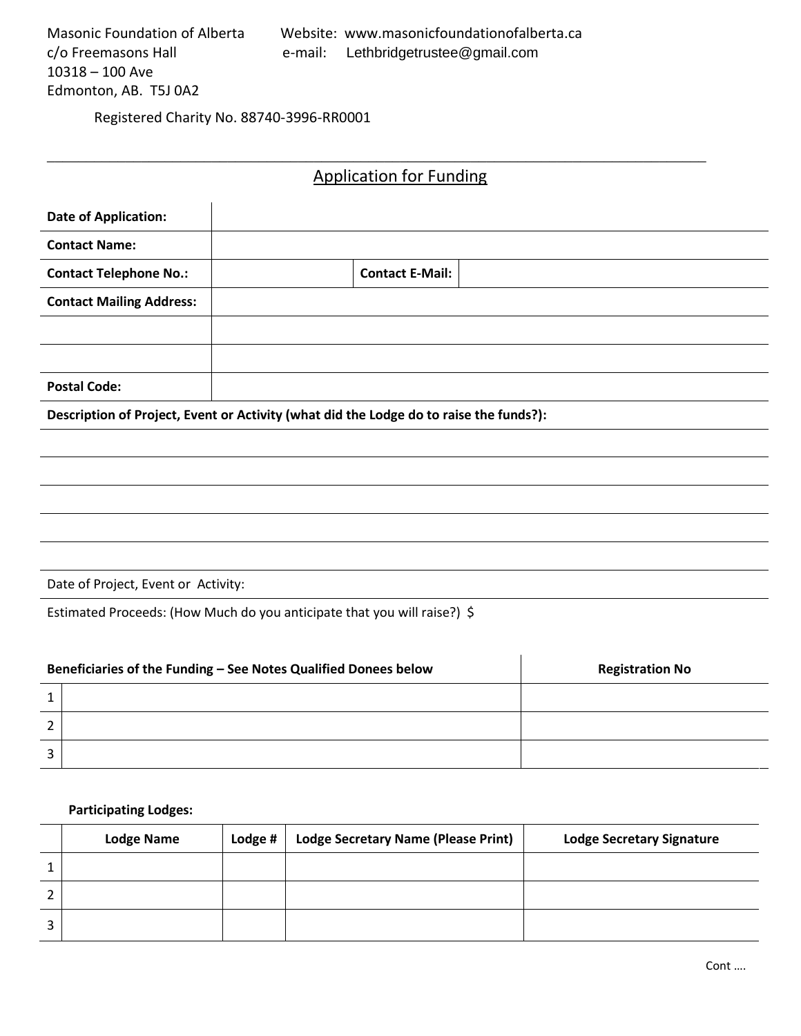Masonic Foundation of Alberta
c/o Freemasons Hall
10318 – 100 Ave
Edmonton, AB. T5J 0A2

Website: www.masonicfoundationofalberta.ca
e-mail: Lethbridgetrustee@gmail.com

Registered Charity No. 88740-3996-RR0001

---

## Application for Funding

| | | | |
|---|---|---|---|
| **Date of Application:** | | | |
| **Contact Name:** | | | |
| **Contact Telephone No.:** | | **Contact E-Mail:** | |
| **Contact Mailing Address:** | | | |
| | | | |
| | | | |
| **Postal Code:** | | | |

**Description of Project, Event or Activity (what did the Lodge do to raise the funds?):**

Date of Project, Event or Activity:

Estimated Proceeds: (How Much do you anticipate that you will raise?) $

| | Beneficiaries of the Funding – See Notes Qualified Donees below | Registration No |
|---|---|---|
| 1 | | |
| 2 | | |
| 3 | | |

**Participating Lodges:**

| | Lodge Name | Lodge # | Lodge Secretary Name (Please Print) | Lodge Secretary Signature |
|---|---|---|---|---|
| 1 | | | | |
| 2 | | | | |
| 3 | | | | |

Cont ….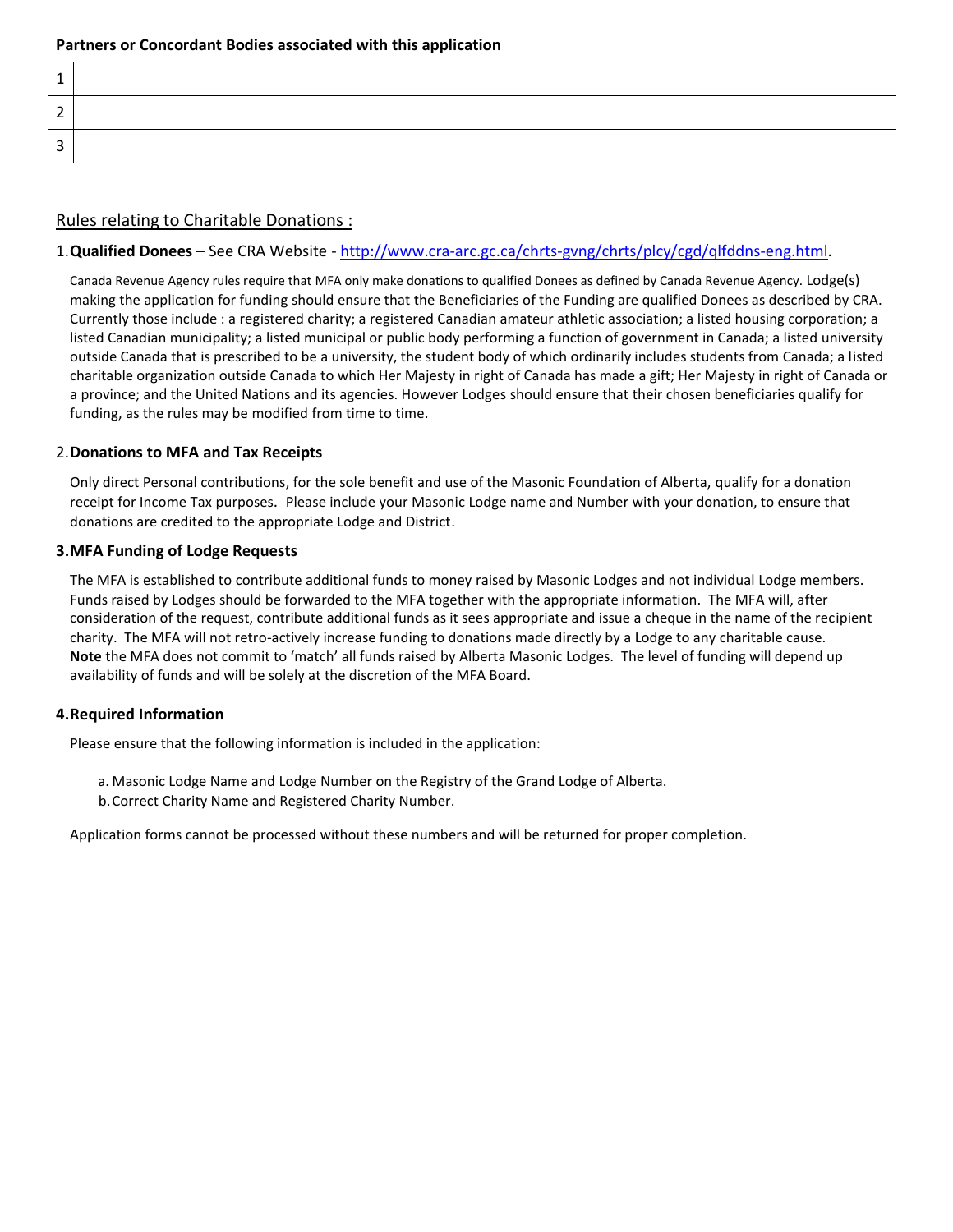**Partners or Concordant Bodies associated with this application**

| | |
|---|---|
| 1 | |
| 2 | |
| 3 | |

## Rules relating to Charitable Donations :

1. **Qualified Donees** – See CRA Website - http://www.cra-arc.gc.ca/chrts-gvng/chrts/plcy/cgd/qlfddns-eng.html.

   Canada Revenue Agency rules require that MFA only make donations to qualified Donees as defined by Canada Revenue Agency. Lodge(s) making the application for funding should ensure that the Beneficiaries of the Funding are qualified Donees as described by CRA. Currently those include : a registered charity; a registered Canadian amateur athletic association; a listed housing corporation; a listed Canadian municipality; a listed municipal or public body performing a function of government in Canada; a listed university outside Canada that is prescribed to be a university, the student body of which ordinarily includes students from Canada; a listed charitable organization outside Canada to which Her Majesty in right of Canada has made a gift; Her Majesty in right of Canada or a province; and the United Nations and its agencies. However Lodges should ensure that their chosen beneficiaries qualify for funding, as the rules may be modified from time to time.

2. **Donations to MFA and Tax Receipts**

   Only direct Personal contributions, for the sole benefit and use of the Masonic Foundation of Alberta, qualify for a donation receipt for Income Tax purposes. Please include your Masonic Lodge name and Number with your donation, to ensure that donations are credited to the appropriate Lodge and District.

3. **MFA Funding of Lodge Requests**

   The MFA is established to contribute additional funds to money raised by Masonic Lodges and not individual Lodge members. Funds raised by Lodges should be forwarded to the MFA together with the appropriate information. The MFA will, after consideration of the request, contribute additional funds as it sees appropriate and issue a cheque in the name of the recipient charity. The MFA will not retro-actively increase funding to donations made directly by a Lodge to any charitable cause. **Note** the MFA does not commit to 'match' all funds raised by Alberta Masonic Lodges. The level of funding will depend up availability of funds and will be solely at the discretion of the MFA Board.

4. **Required Information**

   Please ensure that the following information is included in the application:

   a. Masonic Lodge Name and Lodge Number on the Registry of the Grand Lodge of Alberta.
   b. Correct Charity Name and Registered Charity Number.

   Application forms cannot be processed without these numbers and will be returned for proper completion.